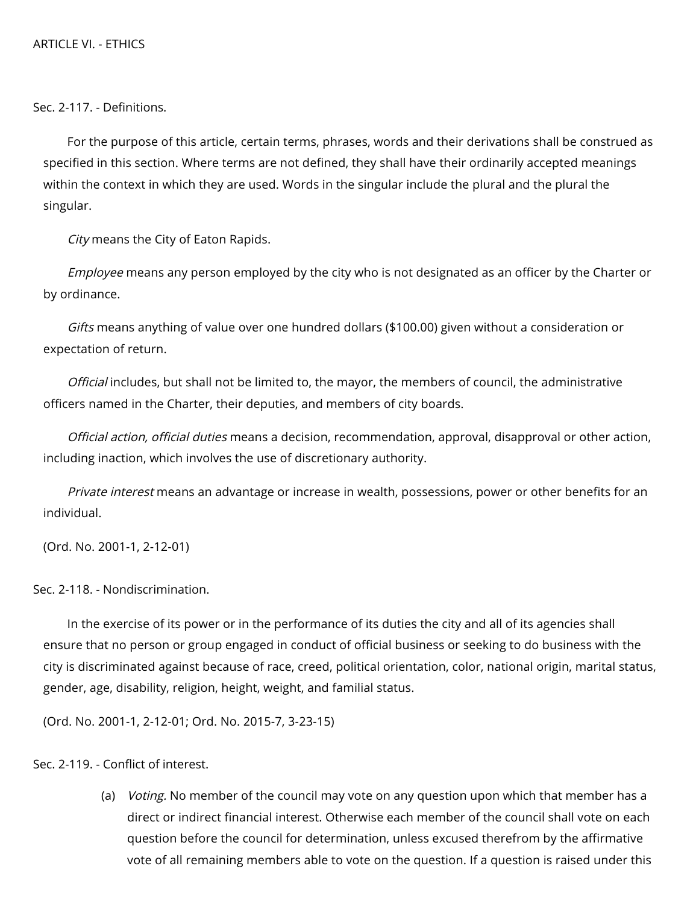# ARTICLE VI. - ETHICS

## Sec. 2-117. - Definitions.

For the purpose of this article, certain terms, phrases, words and their derivations shall be construed as specified in this section. Where terms are not defined, they shall have their ordinarily accepted meanings within the context in which they are used. Words in the singular include the plural and the plural the singular.

*City* means the City of Eaton Rapids.

*Employee* means any person employed by the city who is not designated as an officer by the Charter or by ordinance.

*Gifts* means anything of value over one hundred dollars ($100.00) given without a consideration or expectation of return.

*Official* includes, but shall not be limited to, the mayor, the members of council, the administrative officers named in the Charter, their deputies, and members of city boards.

*Official action, official duties* means a decision, recommendation, approval, disapproval or other action, including inaction, which involves the use of discretionary authority.

*Private interest* means an advantage or increase in wealth, possessions, power or other benefits for an individual.

(Ord. No. 2001-1, 2-12-01)

## Sec. 2-118. - Nondiscrimination.

In the exercise of its power or in the performance of its duties the city and all of its agencies shall ensure that no person or group engaged in conduct of official business or seeking to do business with the city is discriminated against because of race, creed, political orientation, color, national origin, marital status, gender, age, disability, religion, height, weight, and familial status.

(Ord. No. 2001-1, 2-12-01; Ord. No. 2015-7, 3-23-15)

## Sec. 2-119. - Conflict of interest.

(a) *Voting.* No member of the council may vote on any question upon which that member has a direct or indirect financial interest. Otherwise each member of the council shall vote on each question before the council for determination, unless excused therefrom by the affirmative vote of all remaining members able to vote on the question. If a question is raised under this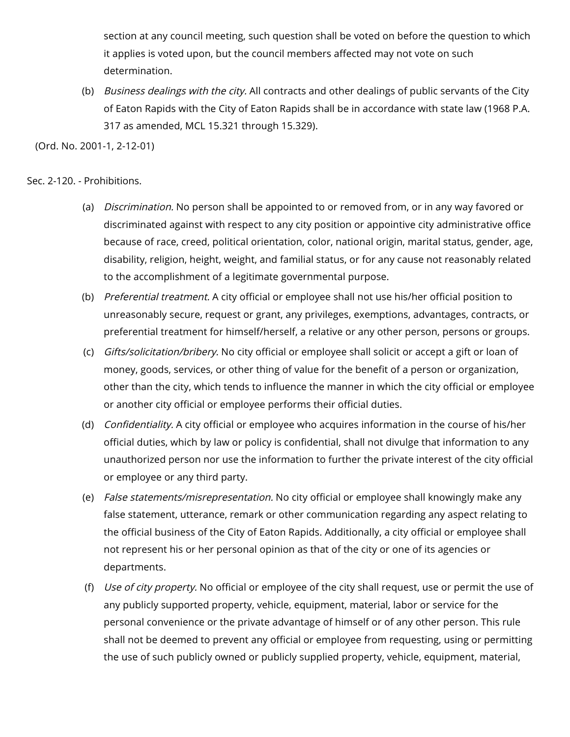section at any council meeting, such question shall be voted on before the question to which it applies is voted upon, but the council members affected may not vote on such determination.

(b) *Business dealings with the city.* All contracts and other dealings of public servants of the City of Eaton Rapids with the City of Eaton Rapids shall be in accordance with state law (1968 P.A. 317 as amended, MCL 15.321 through 15.329).

(Ord. No. 2001-1, 2-12-01)

Sec. 2-120. - Prohibitions.

(a) *Discrimination.* No person shall be appointed to or removed from, or in any way favored or discriminated against with respect to any city position or appointive city administrative office because of race, creed, political orientation, color, national origin, marital status, gender, age, disability, religion, height, weight, and familial status, or for any cause not reasonably related to the accomplishment of a legitimate governmental purpose.

(b) *Preferential treatment.* A city official or employee shall not use his/her official position to unreasonably secure, request or grant, any privileges, exemptions, advantages, contracts, or preferential treatment for himself/herself, a relative or any other person, persons or groups.

(c) *Gifts/solicitation/bribery.* No city official or employee shall solicit or accept a gift or loan of money, goods, services, or other thing of value for the benefit of a person or organization, other than the city, which tends to influence the manner in which the city official or employee or another city official or employee performs their official duties.

(d) *Confidentiality.* A city official or employee who acquires information in the course of his/her official duties, which by law or policy is confidential, shall not divulge that information to any unauthorized person nor use the information to further the private interest of the city official or employee or any third party.

(e) *False statements/misrepresentation.* No city official or employee shall knowingly make any false statement, utterance, remark or other communication regarding any aspect relating to the official business of the City of Eaton Rapids. Additionally, a city official or employee shall not represent his or her personal opinion as that of the city or one of its agencies or departments.

(f) *Use of city property.* No official or employee of the city shall request, use or permit the use of any publicly supported property, vehicle, equipment, material, labor or service for the personal convenience or the private advantage of himself or of any other person. This rule shall not be deemed to prevent any official or employee from requesting, using or permitting the use of such publicly owned or publicly supplied property, vehicle, equipment, material,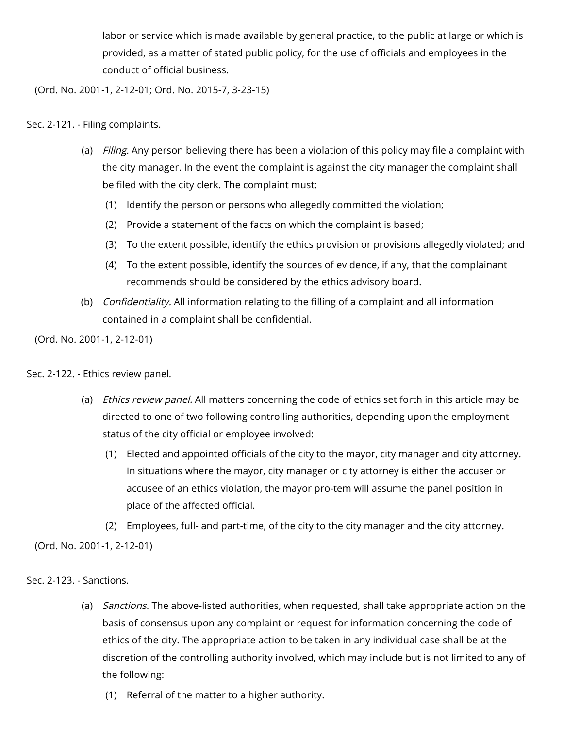labor or service which is made available by general practice, to the public at large or which is provided, as a matter of stated public policy, for the use of officials and employees in the conduct of official business.

(Ord. No. 2001-1, 2-12-01; Ord. No. 2015-7, 3-23-15)

Sec. 2-121. - Filing complaints.

(a) *Filing.* Any person believing there has been a violation of this policy may file a complaint with the city manager. In the event the complaint is against the city manager the complaint shall be filed with the city clerk. The complaint must:

(1) Identify the person or persons who allegedly committed the violation;

(2) Provide a statement of the facts on which the complaint is based;

(3) To the extent possible, identify the ethics provision or provisions allegedly violated; and

(4) To the extent possible, identify the sources of evidence, if any, that the complainant recommends should be considered by the ethics advisory board.

(b) *Confidentiality.* All information relating to the filling of a complaint and all information contained in a complaint shall be confidential.

(Ord. No. 2001-1, 2-12-01)

Sec. 2-122. - Ethics review panel.

(a) *Ethics review panel.* All matters concerning the code of ethics set forth in this article may be directed to one of two following controlling authorities, depending upon the employment status of the city official or employee involved:

(1) Elected and appointed officials of the city to the mayor, city manager and city attorney. In situations where the mayor, city manager or city attorney is either the accuser or accusee of an ethics violation, the mayor pro-tem will assume the panel position in place of the affected official.

(2) Employees, full- and part-time, of the city to the city manager and the city attorney.

(Ord. No. 2001-1, 2-12-01)

Sec. 2-123. - Sanctions.

(a) *Sanctions.* The above-listed authorities, when requested, shall take appropriate action on the basis of consensus upon any complaint or request for information concerning the code of ethics of the city. The appropriate action to be taken in any individual case shall be at the discretion of the controlling authority involved, which may include but is not limited to any of the following:

(1) Referral of the matter to a higher authority.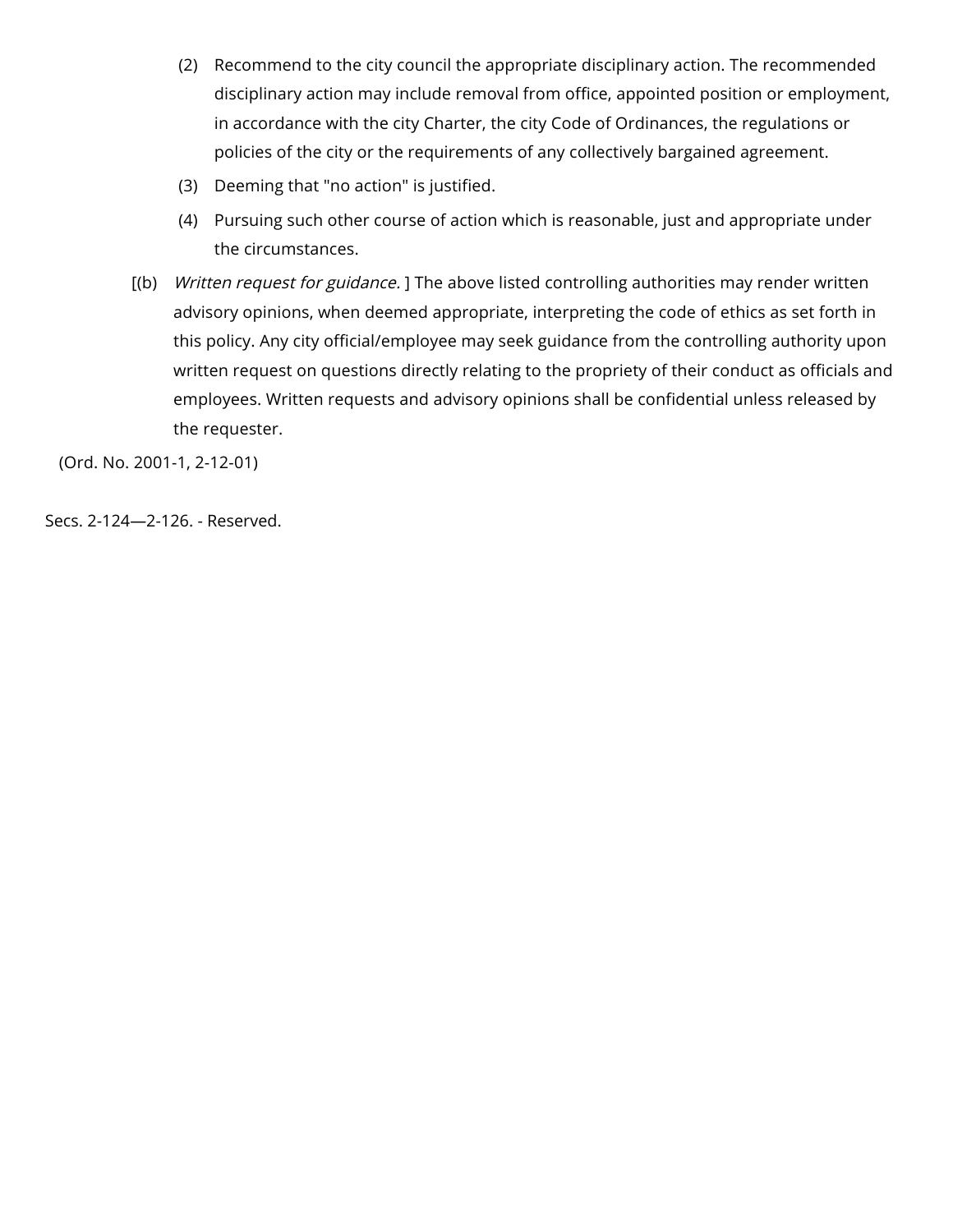(2) Recommend to the city council the appropriate disciplinary action. The recommended disciplinary action may include removal from office, appointed position or employment, in accordance with the city Charter, the city Code of Ordinances, the regulations or policies of the city or the requirements of any collectively bargained agreement.

(3) Deeming that "no action" is justified.

(4) Pursuing such other course of action which is reasonable, just and appropriate under the circumstances.

[(b) *Written request for guidance.* ] The above listed controlling authorities may render written advisory opinions, when deemed appropriate, interpreting the code of ethics as set forth in this policy. Any city official/employee may seek guidance from the controlling authority upon written request on questions directly relating to the propriety of their conduct as officials and employees. Written requests and advisory opinions shall be confidential unless released by the requester.

(Ord. No. 2001-1, 2-12-01)

Secs. 2-124—2-126. - Reserved.